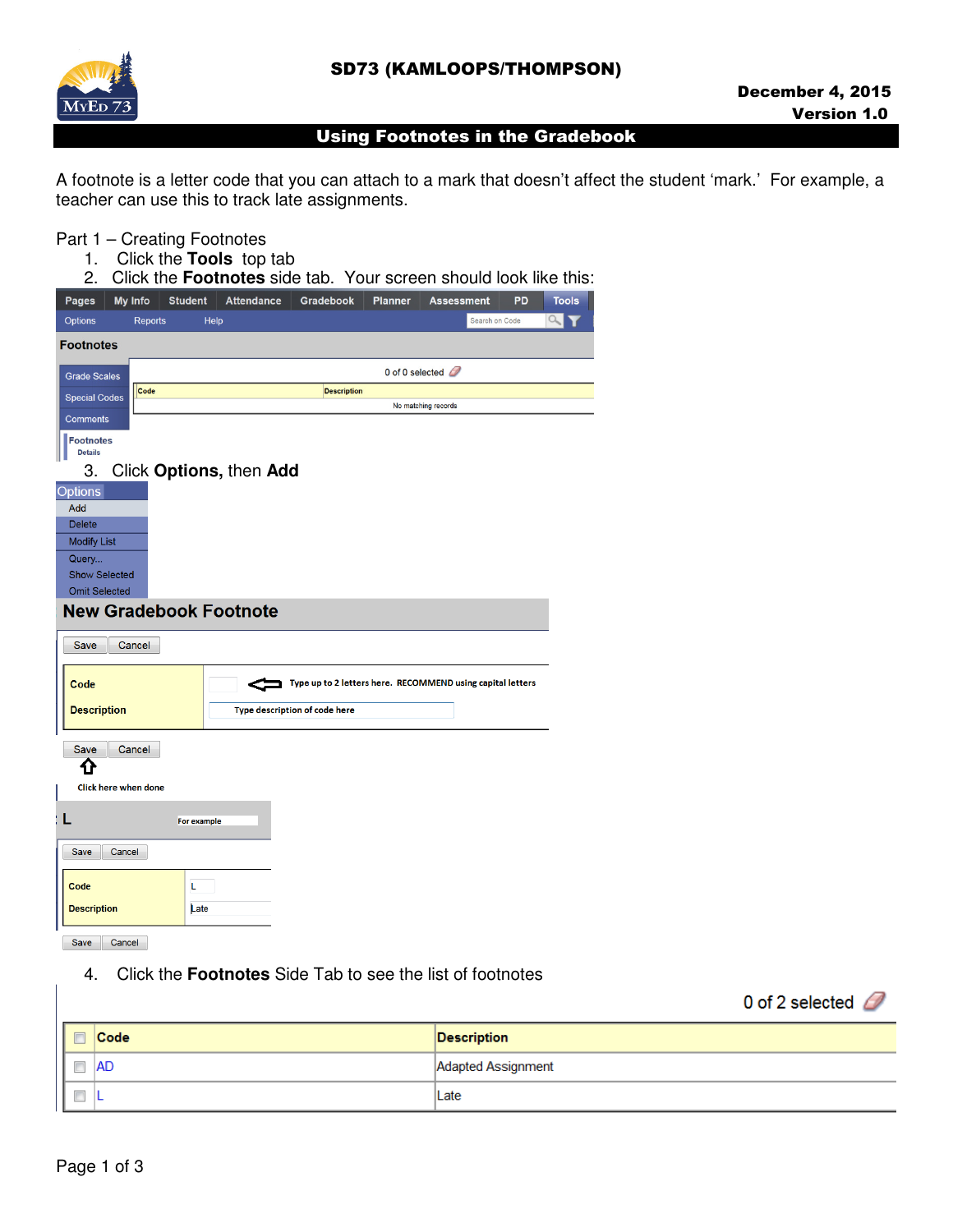# SD73 (KAMLOOPS/THOMPSON)

**December 4, 2015**
**Version 1.0**

## Using Footnotes in the Gradebook

A footnote is a letter code that you can attach to a mark that doesn't affect the student 'mark.' For example, a teacher can use this to track late assignments.

Part 1 – Creating Footnotes

1. Click the **Tools** top tab
2. Click the **Footnotes** side tab. Your screen should look like this:

Pages | My Info | Student | Attendance | Gradebook | Planner | Assessment | PD | Tools

Options | Reports | Help | Search on Code

**Footnotes**

Grade Scales
Special Codes
Comments
Footnotes
Details

0 of 0 selected

| Code | Description |
|---|---|
| No matching records | |

3. Click **Options,** then **Add**

Options
- Add
- Delete
- Modify List
- Query...
- Show Selected
- Omit Selected

**New Gradebook Footnote**

Save | Cancel

| Code | ⇐ Type up to 2 letters here. RECOMMEND using capital letters |
|---|---|
| Description | Type description of code here |

Save | Cancel

Click here when done

L — For example

Save | Cancel

| Code | L |
|---|---|
| Description | Late |

Save | Cancel

4. Click the **Footnotes** Side Tab to see the list of footnotes

0 of 2 selected

| Code | Description |
|---|---|
| AD | Adapted Assignment |
| L | Late |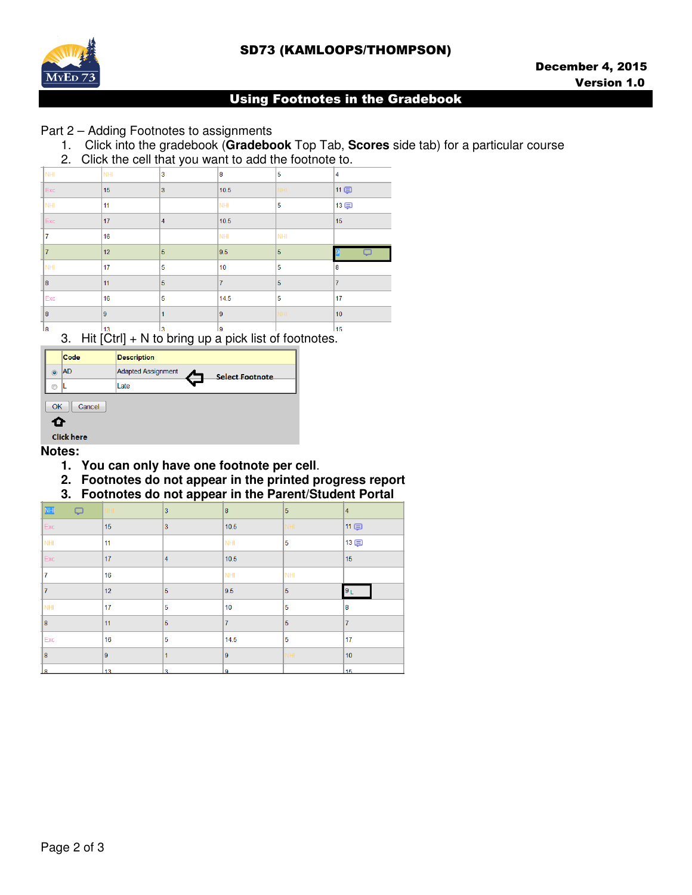Part 2 – Adding Footnotes to assignments

1. Click into the gradebook (**Gradebook** Top Tab, **Scores** side tab) for a particular course
2. Click the cell that you want to add the footnote to.

| NHI | NHI | 3 | 8 | 5 | 4 |
|---|---|---|---|---|---|
| Exc | 15 | 3 | 10.5 | NHI | 11 |
| NHI | 11 | | NHI | 5 | 13 |
| Exc | 17 | 4 | 10.5 | | 15 |
| 7 | 16 | | NHI | NHI | |
| 7 | 12 | 5 | 9.5 | 5 | 9 |
| NHI | 17 | 5 | 10 | 5 | 8 |
| 8 | 11 | 5 | 7 | 5 | 7 |
| Exc | 16 | 5 | 14.5 | 5 | 17 |
| 8 | 9 | 1 | 9 | NHI | 10 |
| 8 | 13 | 3 | 9 | | 15 |

3. Hit [Ctrl] + N to bring up a pick list of footnotes.

| | Code | Description |
|---|---|---|
| ◉ | AD | Adapted Assignment |
| ○ | L | Late |

Select Footnote

OK  Cancel

Click here

**Notes:**

1. **You can only have one footnote per cell.**
2. **Footnotes do not appear in the printed progress report**
3. **Footnotes do not appear in the Parent/Student Portal**

| NHI | NHI | 3 | 8 | 5 | 4 |
|---|---|---|---|---|---|
| Exc | 15 | 3 | 10.5 | NHI | 11 |
| NHI | 11 | | NHI | 5 | 13 |
| Exc | 17 | 4 | 10.5 | | 15 |
| 7 | 16 | | NHI | NHI | |
| 7 | 12 | 5 | 9.5 | 5 | 9 L |
| NHI | 17 | 5 | 10 | 5 | 8 |
| 8 | 11 | 5 | 7 | 5 | 7 |
| Exc | 16 | 5 | 14.5 | 5 | 17 |
| 8 | 9 | 1 | 9 | NHI | 10 |
| 8 | 13 | 3 | 9 | | 15 |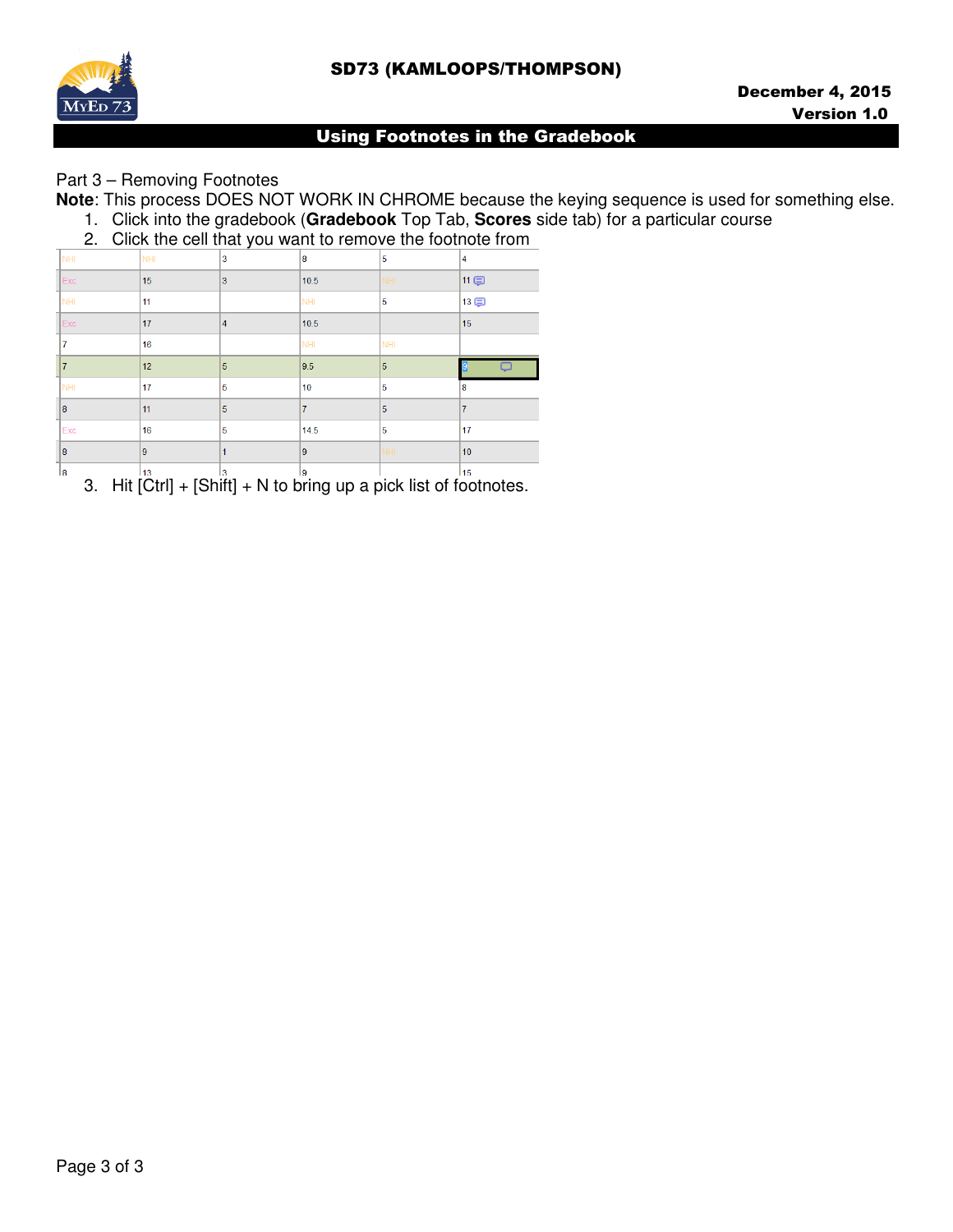## Part 3 – Removing Footnotes

**Note**: This process DOES NOT WORK IN CHROME because the keying sequence is used for something else.

1. Click into the gradebook (**Gradebook** Top Tab, **Scores** side tab) for a particular course
2. Click the cell that you want to remove the footnote from

| | | | | | |
|---|---|---|---|---|---|
| NHI | NHI | 3 | 8 | 5 | 4 |
| Exc | 15 | 3 | 10.5 | NHI | 11 |
| NHI | 11 | | NHI | 5 | 13 |
| Exc | 17 | 4 | 10.5 | | 15 |
| 7 | 18 | | NHI | NHI | |
| 7 | 12 | 5 | 9.5 | 5 | 9 |
| NHI | 17 | 5 | 10 | 5 | 8 |
| 8 | 11 | 5 | 7 | 5 | 7 |
| Exc | 16 | 5 | 14.5 | 5 | 17 |
| 8 | 9 | 1 | 9 | NHI | 10 |
| 8 | 13 | 3 | 9 | | 15 |

3. Hit [Ctrl] + [Shift] + N to bring up a pick list of footnotes.